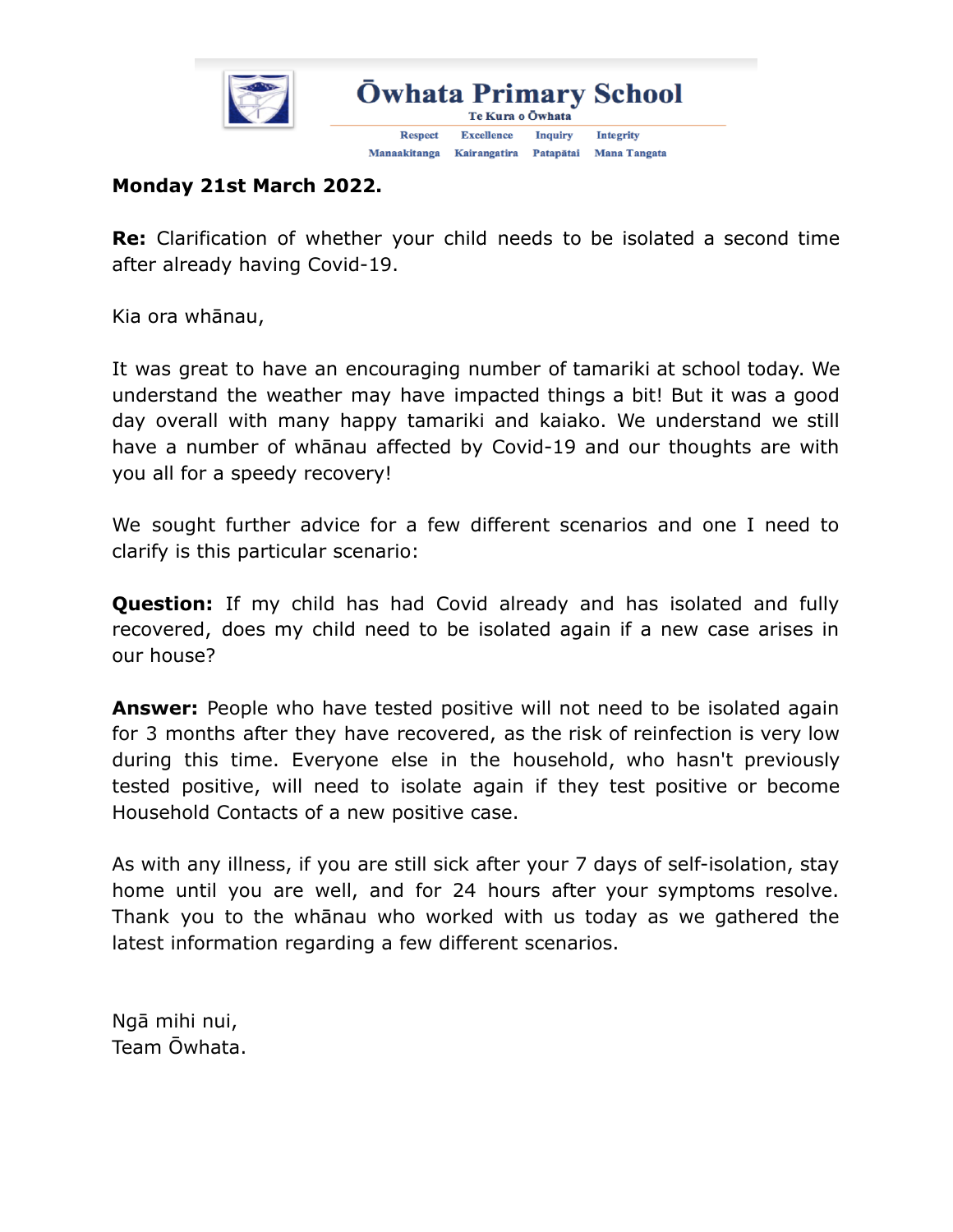# Ōwhata Primary School

Te Kura o Ōwhata

Respect Excellence Inquiry Integrity

Manaakitanga Kairangatira Patapātai Mana Tangata

**Monday 21st March 2022.**

**Re:** Clarification of whether your child needs to be isolated a second time after already having Covid-19.

Kia ora whānau,

It was great to have an encouraging number of tamariki at school today. We understand the weather may have impacted things a bit! But it was a good day overall with many happy tamariki and kaiako. We understand we still have a number of whānau affected by Covid-19 and our thoughts are with you all for a speedy recovery!

We sought further advice for a few different scenarios and one I need to clarify is this particular scenario:

**Question:** If my child has had Covid already and has isolated and fully recovered, does my child need to be isolated again if a new case arises in our house?

**Answer:** People who have tested positive will not need to be isolated again for 3 months after they have recovered, as the risk of reinfection is very low during this time. Everyone else in the household, who hasn't previously tested positive, will need to isolate again if they test positive or become Household Contacts of a new positive case.

As with any illness, if you are still sick after your 7 days of self-isolation, stay home until you are well, and for 24 hours after your symptoms resolve. Thank you to the whānau who worked with us today as we gathered the latest information regarding a few different scenarios.

Ngā mihi nui,
Team Ōwhata.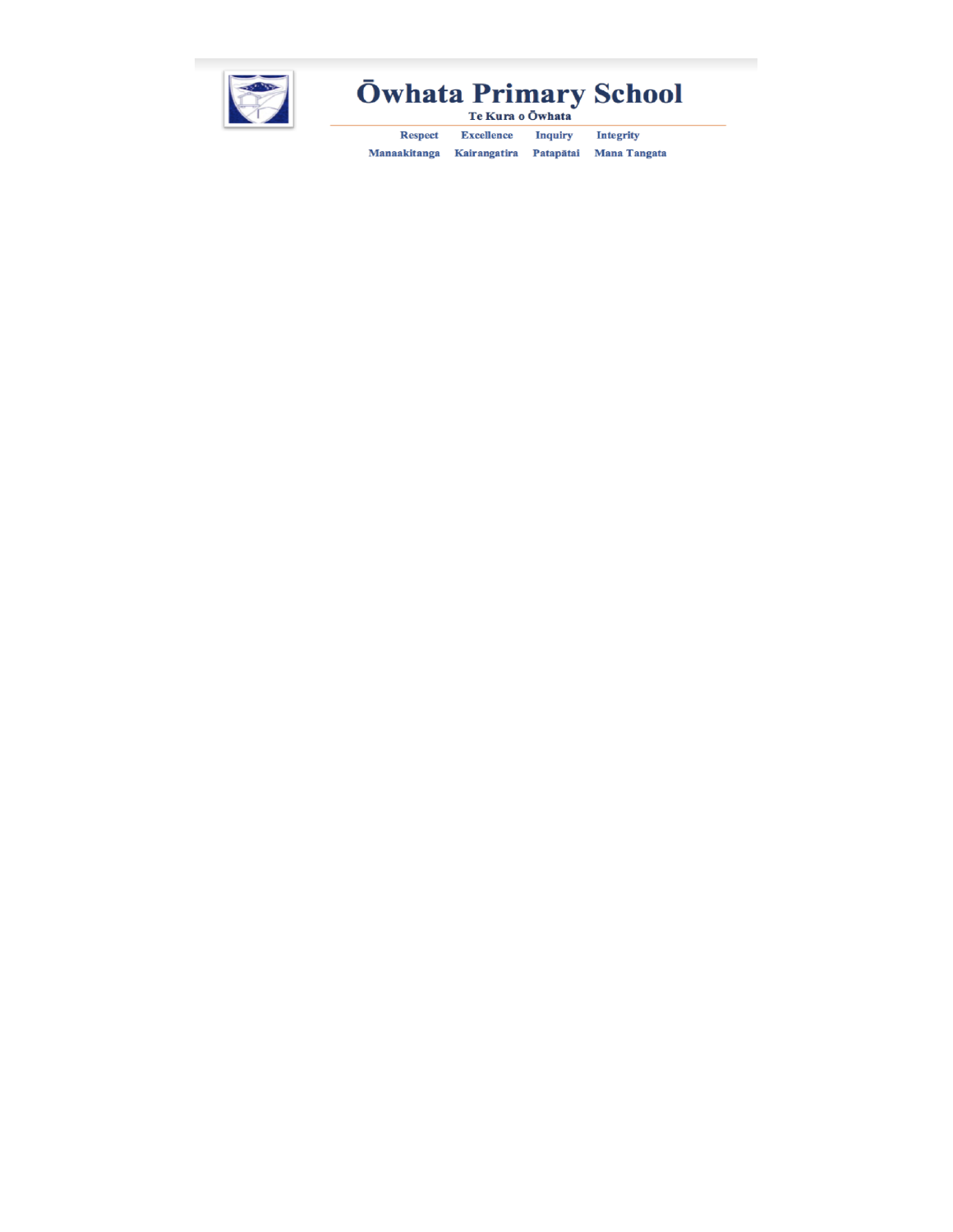# Ōwhata Primary School

**Te Kura o Ōwhata**

**Respect Excellence Inquiry Integrity**

**Manaakitanga Kairangatira Patapātai Mana Tangata**